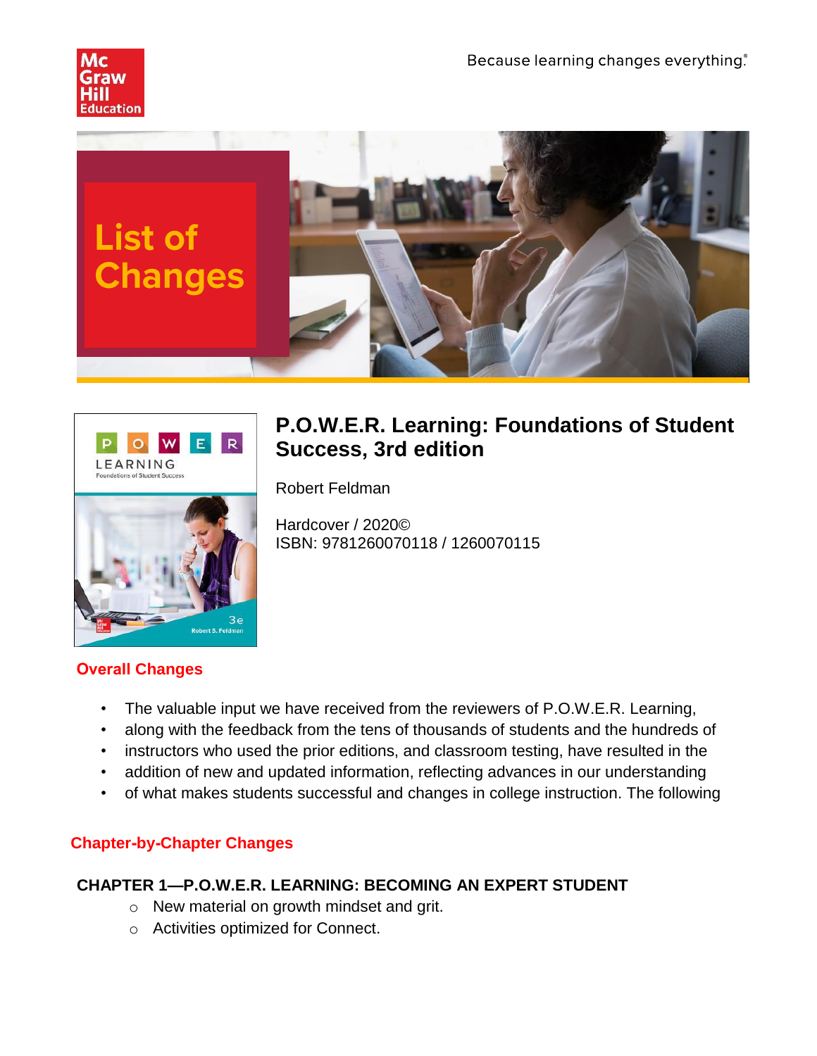Because learning changes everything.®

# List of Changes

## P.O.W.E.R. Learning: Foundations of Student Success, 3rd edition

Robert Feldman

Hardcover / 2020©
ISBN: 9781260070118 / 1260070115

### Overall Changes

- The valuable input we have received from the reviewers of P.O.W.E.R. Learning,
- along with the feedback from the tens of thousands of students and the hundreds of
- instructors who used the prior editions, and classroom testing, have resulted in the
- addition of new and updated information, reflecting advances in our understanding
- of what makes students successful and changes in college instruction. The following

### Chapter-by-Chapter Changes

**CHAPTER 1—P.O.W.E.R. LEARNING: BECOMING AN EXPERT STUDENT**

- New material on growth mindset and grit.
- Activities optimized for Connect.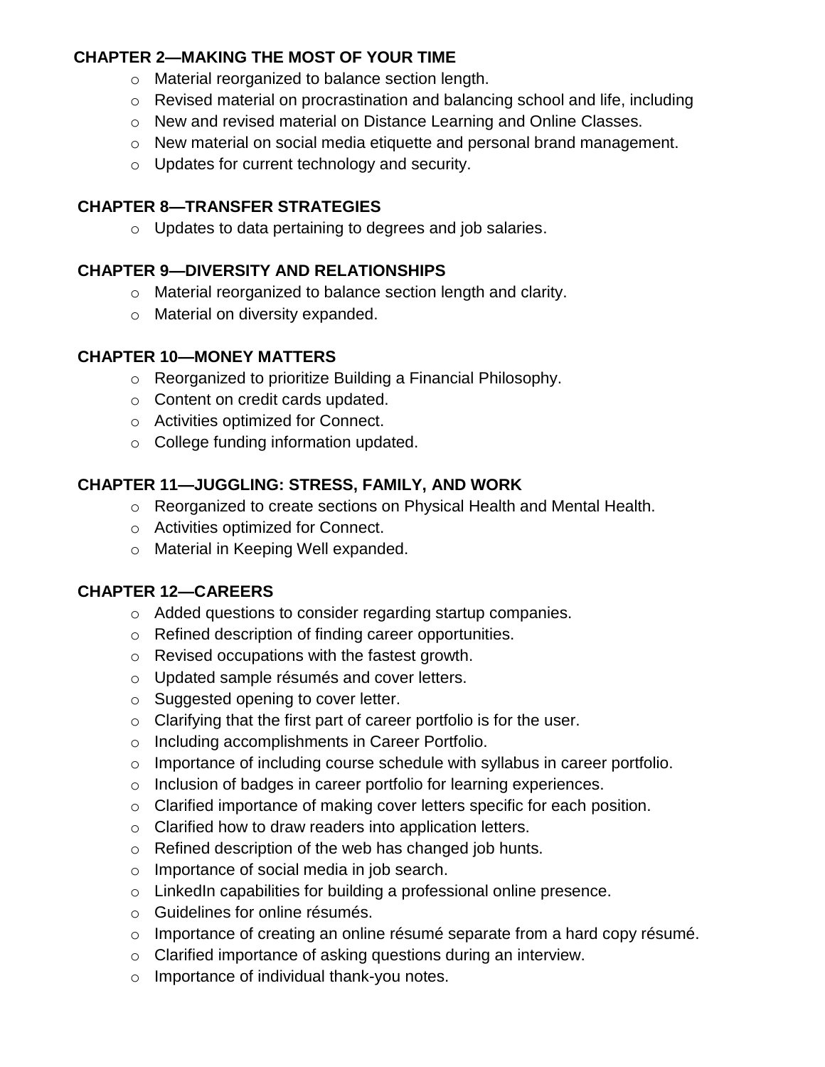**CHAPTER 2—MAKING THE MOST OF YOUR TIME**

- Material reorganized to balance section length.
- Revised material on procrastination and balancing school and life, including
- New and revised material on Distance Learning and Online Classes.
- New material on social media etiquette and personal brand management.
- Updates for current technology and security.

**CHAPTER 8—TRANSFER STRATEGIES**

- Updates to data pertaining to degrees and job salaries.

**CHAPTER 9—DIVERSITY AND RELATIONSHIPS**

- Material reorganized to balance section length and clarity.
- Material on diversity expanded.

**CHAPTER 10—MONEY MATTERS**

- Reorganized to prioritize Building a Financial Philosophy.
- Content on credit cards updated.
- Activities optimized for Connect.
- College funding information updated.

**CHAPTER 11—JUGGLING: STRESS, FAMILY, AND WORK**

- Reorganized to create sections on Physical Health and Mental Health.
- Activities optimized for Connect.
- Material in Keeping Well expanded.

**CHAPTER 12—CAREERS**

- Added questions to consider regarding startup companies.
- Refined description of finding career opportunities.
- Revised occupations with the fastest growth.
- Updated sample résumés and cover letters.
- Suggested opening to cover letter.
- Clarifying that the first part of career portfolio is for the user.
- Including accomplishments in Career Portfolio.
- Importance of including course schedule with syllabus in career portfolio.
- Inclusion of badges in career portfolio for learning experiences.
- Clarified importance of making cover letters specific for each position.
- Clarified how to draw readers into application letters.
- Refined description of the web has changed job hunts.
- Importance of social media in job search.
- LinkedIn capabilities for building a professional online presence.
- Guidelines for online résumés.
- Importance of creating an online résumé separate from a hard copy résumé.
- Clarified importance of asking questions during an interview.
- Importance of individual thank-you notes.